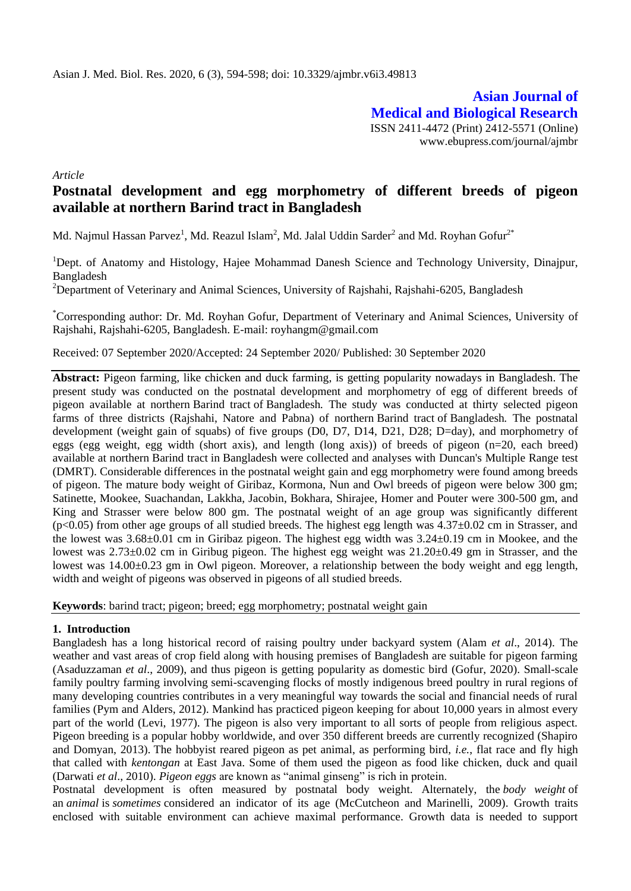*Article*

# Postnatal development and egg morphometry of different breeds of pigeon available at northern Barind tract in Bangladesh

Md. Najmul Hassan Parvez[1], Md. Reazul Islam[2], Md. Jalal Uddin Sarder[2] and Md. Royhan Gofur[2*]

[1]Dept. of Anatomy and Histology, Hajee Mohammad Danesh Science and Technology University, Dinajpur, Bangladesh

[2]Department of Veterinary and Animal Sciences, University of Rajshahi, Rajshahi-6205, Bangladesh

[*]Corresponding author: Dr. Md. Royhan Gofur, Department of Veterinary and Animal Sciences, University of Rajshahi, Rajshahi-6205, Bangladesh. E-mail: royhangm@gmail.com

Received: 07 September 2020/Accepted: 24 September 2020/ Published: 30 September 2020

**Abstract:** Pigeon farming, like chicken and duck farming, is getting popularity nowadays in Bangladesh. The present study was conducted on the postnatal development and morphometry of egg of different breeds of pigeon available at northern Barind tract of Bangladesh. The study was conducted at thirty selected pigeon farms of three districts (Rajshahi, Natore and Pabna) of northern Barind tract of Bangladesh. The postnatal development (weight gain of squabs) of five groups (D0, D7, D14, D21, D28; D=day), and morphometry of eggs (egg weight, egg width (short axis), and length (long axis)) of breeds of pigeon (n=20, each breed) available at northern Barind tract in Bangladesh were collected and analyses with Duncan's Multiple Range test (DMRT). Considerable differences in the postnatal weight gain and egg morphometry were found among breeds of pigeon. The mature body weight of Giribaz, Kormona, Nun and Owl breeds of pigeon were below 300 gm; Satinette, Mookee, Suachandan, Lakkha, Jacobin, Bokhara, Shirajee, Homer and Pouter were 300-500 gm, and King and Strasser were below 800 gm. The postnatal weight of an age group was significantly different ($p<0.05$) from other age groups of all studied breeds. The highest egg length was 4.37±0.02 cm in Strasser, and the lowest was 3.68±0.01 cm in Giribaz pigeon. The highest egg width was 3.24±0.19 cm in Mookee, and the lowest was 2.73±0.02 cm in Giribug pigeon. The highest egg weight was 21.20±0.49 gm in Strasser, and the lowest was 14.00±0.23 gm in Owl pigeon. Moreover, a relationship between the body weight and egg length, width and weight of pigeons was observed in pigeons of all studied breeds.

**Keywords**: barind tract; pigeon; breed; egg morphometry; postnatal weight gain

## 1. Introduction

Bangladesh has a long historical record of raising poultry under backyard system (Alam *et al*., 2014). The weather and vast areas of crop field along with housing premises of Bangladesh are suitable for pigeon farming (Asaduzzaman *et al*., 2009), and thus pigeon is getting popularity as domestic bird (Gofur, 2020). Small-scale family poultry farming involving semi-scavenging flocks of mostly indigenous breed poultry in rural regions of many developing countries contributes in a very meaningful way towards the social and financial needs of rural families (Pym and Alders, 2012). Mankind has practiced pigeon keeping for about 10,000 years in almost every part of the world (Levi, 1977). The pigeon is also very important to all sorts of people from religious aspect. Pigeon breeding is a popular hobby worldwide, and over 350 different breeds are currently recognized (Shapiro and Domyan, 2013). The hobbyist reared pigeon as pet animal, as performing bird, *i.e.*, flat race and fly high that called with *kentongan* at East Java. Some of them used the pigeon as food like chicken, duck and quail (Darwati *et al*., 2010). *Pigeon eggs* are known as "animal ginseng" is rich in protein.

Postnatal development is often measured by postnatal body weight. Alternately, the *body weight* of an *animal* is *sometimes* considered an indicator of its age (McCutcheon and Marinelli, 2009). Growth traits enclosed with suitable environment can achieve maximal performance. Growth data is needed to support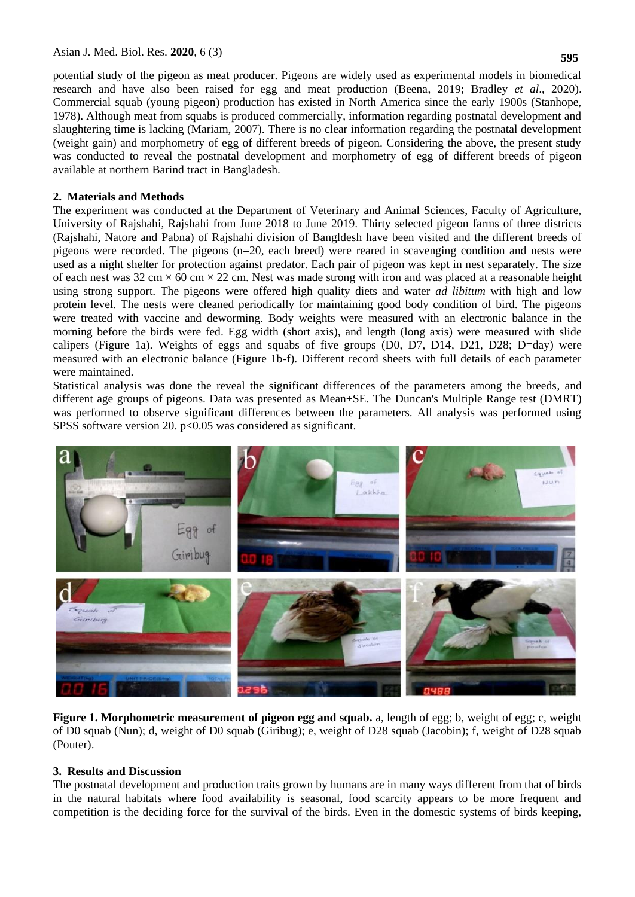potential study of the pigeon as meat producer. Pigeons are widely used as experimental models in biomedical research and have also been raised for egg and meat production (Beena, 2019; Bradley *et al*., 2020). Commercial squab (young pigeon) production has existed in North America since the early 1900s (Stanhope, 1978). Although meat from squabs is produced commercially, information regarding postnatal development and slaughtering time is lacking (Mariam, 2007). There is no clear information regarding the postnatal development (weight gain) and morphometry of egg of different breeds of pigeon. Considering the above, the present study was conducted to reveal the postnatal development and morphometry of egg of different breeds of pigeon available at northern Barind tract in Bangladesh.

## 2. Materials and Methods

The experiment was conducted at the Department of Veterinary and Animal Sciences, Faculty of Agriculture, University of Rajshahi, Rajshahi from June 2018 to June 2019. Thirty selected pigeon farms of three districts (Rajshahi, Natore and Pabna) of Rajshahi division of Bangldesh have been visited and the different breeds of pigeons were recorded. The pigeons (n=20, each breed) were reared in scavenging condition and nests were used as a night shelter for protection against predator. Each pair of pigeon was kept in nest separately. The size of each nest was 32 cm × 60 cm × 22 cm. Nest was made strong with iron and was placed at a reasonable height using strong support. The pigeons were offered high quality diets and water *ad libitum* with high and low protein level. The nests were cleaned periodically for maintaining good body condition of bird. The pigeons were treated with vaccine and deworming. Body weights were measured with an electronic balance in the morning before the birds were fed. Egg width (short axis), and length (long axis) were measured with slide calipers (Figure 1a). Weights of eggs and squabs of five groups (D0, D7, D14, D21, D28; D=day) were measured with an electronic balance (Figure 1b-f). Different record sheets with full details of each parameter were maintained.

Statistical analysis was done the reveal the significant differences of the parameters among the breeds, and different age groups of pigeons. Data was presented as Mean±SE. The Duncan's Multiple Range test (DMRT) was performed to observe significant differences between the parameters. All analysis was performed using SPSS software version 20. $p<0.05$ was considered as significant.

**Figure 1. Morphometric measurement of pigeon egg and squab.** a, length of egg; b, weight of egg; c, weight of D0 squab (Nun); d, weight of D0 squab (Giribug); e, weight of D28 squab (Jacobin); f, weight of D28 squab (Pouter).

## 3. Results and Discussion

The postnatal development and production traits grown by humans are in many ways different from that of birds in the natural habitats where food availability is seasonal, food scarcity appears to be more frequent and competition is the deciding force for the survival of the birds. Even in the domestic systems of birds keeping,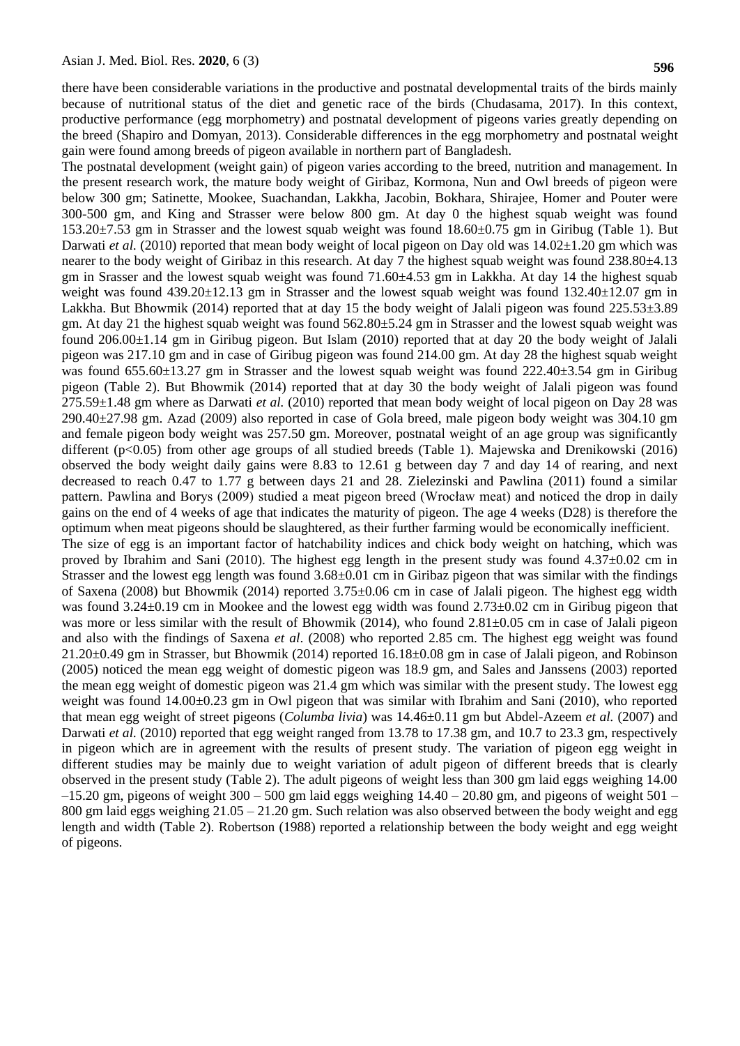there have been considerable variations in the productive and postnatal developmental traits of the birds mainly because of nutritional status of the diet and genetic race of the birds (Chudasama, 2017). In this context, productive performance (egg morphometry) and postnatal development of pigeons varies greatly depending on the breed (Shapiro and Domyan, 2013). Considerable differences in the egg morphometry and postnatal weight gain were found among breeds of pigeon available in northern part of Bangladesh.

The postnatal development (weight gain) of pigeon varies according to the breed, nutrition and management. In the present research work, the mature body weight of Giribaz, Kormona, Nun and Owl breeds of pigeon were below 300 gm; Satinette, Mookee, Suachandan, Lakkha, Jacobin, Bokhara, Shirajee, Homer and Pouter were 300-500 gm, and King and Strasser were below 800 gm. At day 0 the highest squab weight was found 153.20±7.53 gm in Strasser and the lowest squab weight was found 18.60±0.75 gm in Giribug (Table 1). But Darwati *et al.* (2010) reported that mean body weight of local pigeon on Day old was 14.02±1.20 gm which was nearer to the body weight of Giribaz in this research. At day 7 the highest squab weight was found 238.80±4.13 gm in Srasser and the lowest squab weight was found 71.60±4.53 gm in Lakkha. At day 14 the highest squab weight was found 439.20±12.13 gm in Strasser and the lowest squab weight was found 132.40±12.07 gm in Lakkha. But Bhowmik (2014) reported that at day 15 the body weight of Jalali pigeon was found 225.53±3.89 gm. At day 21 the highest squab weight was found 562.80±5.24 gm in Strasser and the lowest squab weight was found 206.00±1.14 gm in Giribug pigeon. But Islam (2010) reported that at day 20 the body weight of Jalali pigeon was 217.10 gm and in case of Giribug pigeon was found 214.00 gm. At day 28 the highest squab weight was found 655.60±13.27 gm in Strasser and the lowest squab weight was found 222.40±3.54 gm in Giribug pigeon (Table 2). But Bhowmik (2014) reported that at day 30 the body weight of Jalali pigeon was found 275.59±1.48 gm where as Darwati *et al.* (2010) reported that mean body weight of local pigeon on Day 28 was 290.40±27.98 gm. Azad (2009) also reported in case of Gola breed, male pigeon body weight was 304.10 gm and female pigeon body weight was 257.50 gm. Moreover, postnatal weight of an age group was significantly different ($p<0.05$) from other age groups of all studied breeds (Table 1). Majewska and Drenikowski (2016) observed the body weight daily gains were 8.83 to 12.61 g between day 7 and day 14 of rearing, and next decreased to reach 0.47 to 1.77 g between days 21 and 28. Zielezinski and Pawlina (2011) found a similar pattern. Pawlina and Borys (2009) studied a meat pigeon breed (Wrocław meat) and noticed the drop in daily gains on the end of 4 weeks of age that indicates the maturity of pigeon. The age 4 weeks (D28) is therefore the optimum when meat pigeons should be slaughtered, as their further farming would be economically inefficient.

The size of egg is an important factor of hatchability indices and chick body weight on hatching, which was proved by Ibrahim and Sani (2010). The highest egg length in the present study was found 4.37±0.02 cm in Strasser and the lowest egg length was found 3.68±0.01 cm in Giribaz pigeon that was similar with the findings of Saxena (2008) but Bhowmik (2014) reported 3.75±0.06 cm in case of Jalali pigeon. The highest egg width was found 3.24±0.19 cm in Mookee and the lowest egg width was found 2.73±0.02 cm in Giribug pigeon that was more or less similar with the result of Bhowmik (2014), who found 2.81±0.05 cm in case of Jalali pigeon and also with the findings of Saxena *et al*. (2008) who reported 2.85 cm. The highest egg weight was found 21.20±0.49 gm in Strasser, but Bhowmik (2014) reported 16.18±0.08 gm in case of Jalali pigeon, and Robinson (2005) noticed the mean egg weight of domestic pigeon was 18.9 gm, and Sales and Janssens (2003) reported the mean egg weight of domestic pigeon was 21.4 gm which was similar with the present study. The lowest egg weight was found 14.00±0.23 gm in Owl pigeon that was similar with Ibrahim and Sani (2010), who reported that mean egg weight of street pigeons (*Columba livia*) was 14.46±0.11 gm but Abdel-Azeem *et al.* (2007) and Darwati *et al.* (2010) reported that egg weight ranged from 13.78 to 17.38 gm, and 10.7 to 23.3 gm, respectively in pigeon which are in agreement with the results of present study. The variation of pigeon egg weight in different studies may be mainly due to weight variation of adult pigeon of different breeds that is clearly observed in the present study (Table 2). The adult pigeons of weight less than 300 gm laid eggs weighing 14.00 –15.20 gm, pigeons of weight 300 – 500 gm laid eggs weighing 14.40 – 20.80 gm, and pigeons of weight 501 – 800 gm laid eggs weighing 21.05 – 21.20 gm. Such relation was also observed between the body weight and egg length and width (Table 2). Robertson (1988) reported a relationship between the body weight and egg weight of pigeons.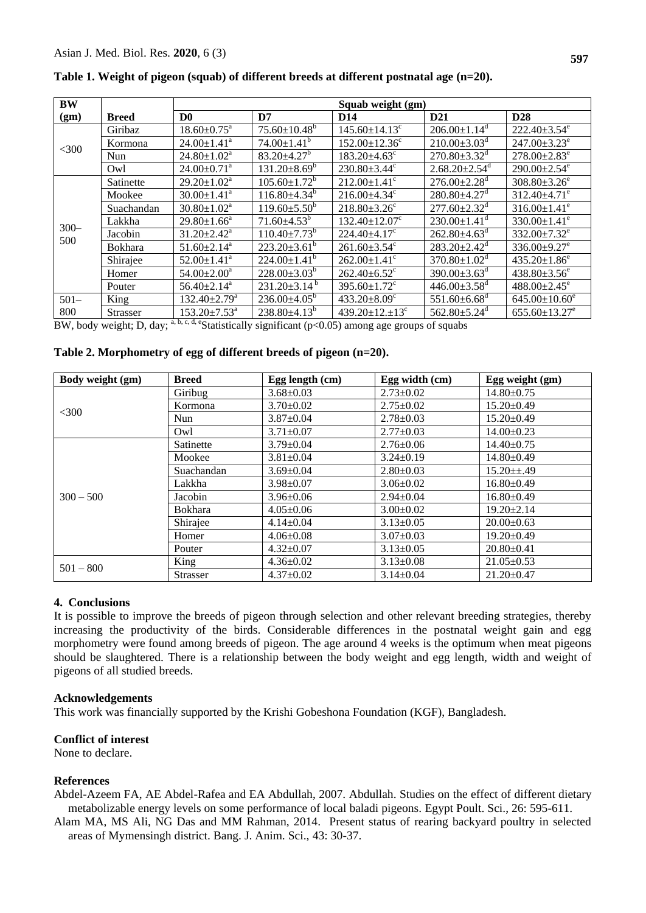**Table 1. Weight of pigeon (squab) of different breeds at different postnatal age (n=20).**

| BW (gm) | Breed | Squab weight (gm) | | | | |
|---|---|---|---|---|---|---|
| | | D0 | D7 | D14 | D21 | D28 |
| <300 | Giribaz | 18.60±0.75[a] | 75.60±10.48[b] | 145.60±14.13[c] | 206.00±1.14[d] | 222.40±3.54[e] |
| | Kormona | 24.00±1.41[a] | 74.00±1.41[b] | 152.00±12.36[c] | 210.00±3.03[d] | 247.00±3.23[e] |
| | Nun | 24.80±1.02[a] | 83.20±4.27[b] | 183.20±4.63[c] | 270.80±3.32[d] | 278.00±2.83[e] |
| | Owl | 24.00±0.71[a] | 131.20±8.69[b] | 230.80±3.44[c] | 2.68.20±2.54[d] | 290.00±2.54[e] |
| 300–500 | Satinette | 29.20±1.02[a] | 105.60±1.72[b] | 212.00±1.41[c] | 276.00±2.28[d] | 308.80±3.26[e] |
| | Mookee | 30.00±1.41[a] | 116.80±4.34[b] | 216.00±4.34[c] | 280.80±4.27[d] | 312.40±4.71[e] |
| | Suachandan | 30.80±1.02[a] | 119.60±5.50[b] | 218.80±3.26[c] | 277.60±2.32[d] | 316.00±1.41[e] |
| | Lakkha | 29.80±1.66[a] | 71.60±4.53[b] | 132.40±12.07[c] | 230.00±1.41[d] | 330.00±1.41[e] |
| | Jacobin | 31.20±2.42[a] | 110.40±7.73[b] | 224.40±4.17[c] | 262.80±4.63[d] | 332.00±7.32[e] |
| | Bokhara | 51.60±2.14[a] | 223.20±3.61[b] | 261.60±3.54[c] | 283.20±2.42[d] | 336.00±9.27[e] |
| | Shirajee | 52.00±1.41[a] | 224.00±1.41[b] | 262.00±1.41[c] | 370.80±1.02[d] | 435.20±1.86[e] |
| | Homer | 54.00±2.00[a] | 228.00±3.03[b] | 262.40±6.52[c] | 390.00±3.63[d] | 438.80±3.56[e] |
| | Pouter | 56.40±2.14[a] | 231.20±3.14[b] | 395.60±1.72[c] | 446.00±3.58[d] | 488.00±2.45[e] |
| 501–800 | King | 132.40±2.79[a] | 236.00±4.05[b] | 433.20±8.09[c] | 551.60±6.68[d] | 645.00±10.60[e] |
| | Strasser | 153.20±7.53[a] | 238.80±4.13[b] | 439.20±12.±13[c] | 562.80±5.24[d] | 655.60±13.27[e] |

BW, body weight; D, day; [a, b, c, d, e]Statistically significant ($p<0.05$) among age groups of squabs

**Table 2. Morphometry of egg of different breeds of pigeon (n=20).**

| Body weight (gm) | Breed | Egg length (cm) | Egg width (cm) | Egg weight (gm) |
|---|---|---|---|---|
| <300 | Giribug | 3.68±0.03 | 2.73±0.02 | 14.80±0.75 |
| | Kormona | 3.70±0.02 | 2.75±0.02 | 15.20±0.49 |
| | Nun | 3.87±0.04 | 2.78±0.03 | 15.20±0.49 |
| | Owl | 3.71±0.07 | 2.77±0.03 | 14.00±0.23 |
| 300 – 500 | Satinette | 3.79±0.04 | 2.76±0.06 | 14.40±0.75 |
| | Mookee | 3.81±0.04 | 3.24±0.19 | 14.80±0.49 |
| | Suachandan | 3.69±0.04 | 2.80±0.03 | 15.20±±.49 |
| | Lakkha | 3.98±0.07 | 3.06±0.02 | 16.80±0.49 |
| | Jacobin | 3.96±0.06 | 2.94±0.04 | 16.80±0.49 |
| | Bokhara | 4.05±0.06 | 3.00±0.02 | 19.20±2.14 |
| | Shirajee | 4.14±0.04 | 3.13±0.05 | 20.00±0.63 |
| | Homer | 4.06±0.08 | 3.07±0.03 | 19.20±0.49 |
| | Pouter | 4.32±0.07 | 3.13±0.05 | 20.80±0.41 |
| 501 – 800 | King | 4.36±0.02 | 3.13±0.08 | 21.05±0.53 |
| | Strasser | 4.37±0.02 | 3.14±0.04 | 21.20±0.47 |

## 4. Conclusions

It is possible to improve the breeds of pigeon through selection and other relevant breeding strategies, thereby increasing the productivity of the birds. Considerable differences in the postnatal weight gain and egg morphometry were found among breeds of pigeon. The age around 4 weeks is the optimum when meat pigeons should be slaughtered. There is a relationship between the body weight and egg length, width and weight of pigeons of all studied breeds.

## Acknowledgements

This work was financially supported by the Krishi Gobeshona Foundation (KGF), Bangladesh.

## Conflict of interest

None to declare.

## References

Abdel-Azeem FA, AE Abdel-Rafea and EA Abdullah, 2007. Abdullah. Studies on the effect of different dietary metabolizable energy levels on some performance of local baladi pigeons. Egypt Poult. Sci., 26: 595-611.

Alam MA, MS Ali, NG Das and MM Rahman, 2014. Present status of rearing backyard poultry in selected areas of Mymensingh district. Bang. J. Anim. Sci., 43: 30-37.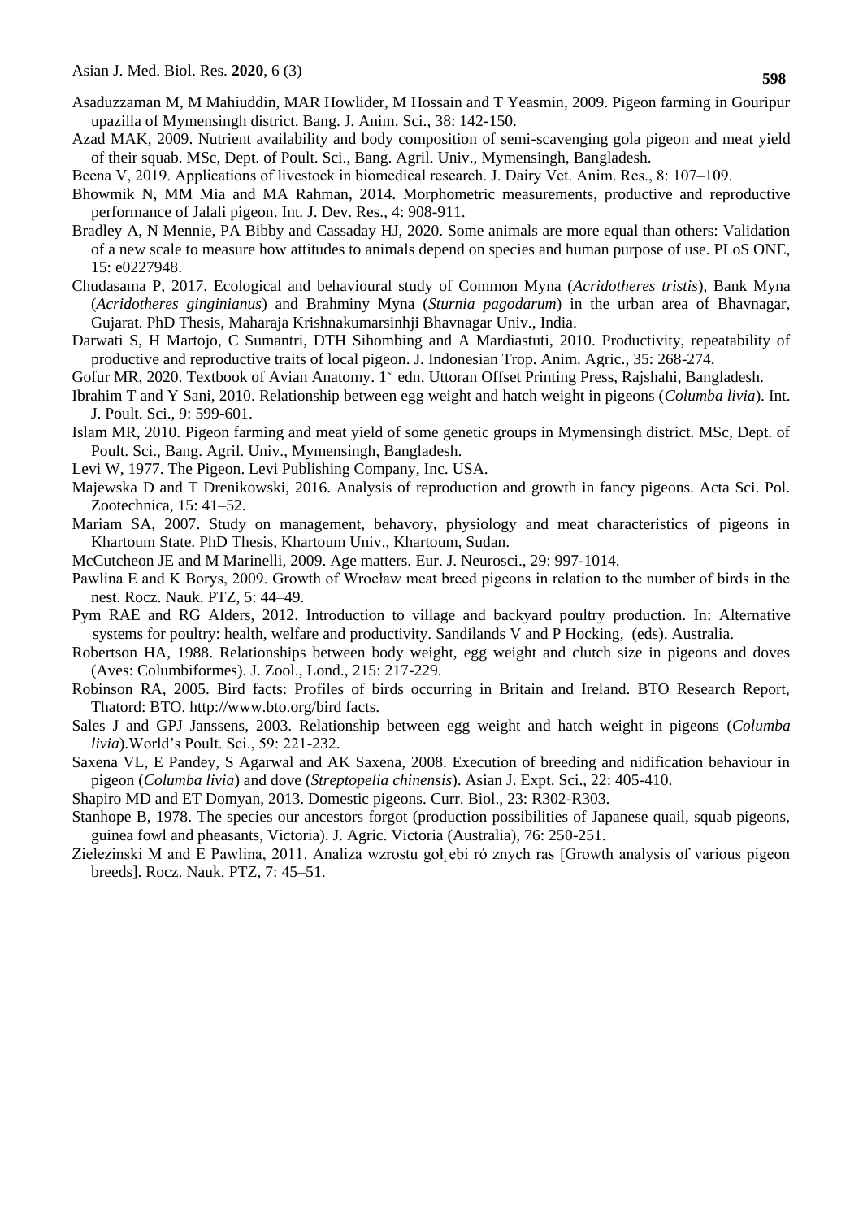Asaduzzaman M, M Mahiuddin, MAR Howlider, M Hossain and T Yeasmin, 2009. Pigeon farming in Gouripur upazilla of Mymensingh district. Bang. J. Anim. Sci., 38: 142-150.

Azad MAK, 2009. Nutrient availability and body composition of semi-scavenging gola pigeon and meat yield of their squab. MSc, Dept. of Poult. Sci., Bang. Agril. Univ., Mymensingh, Bangladesh.

Beena V, 2019. Applications of livestock in biomedical research. J. Dairy Vet. Anim. Res., 8: 107–109.

Bhowmik N, MM Mia and MA Rahman, 2014. Morphometric measurements, productive and reproductive performance of Jalali pigeon. Int. J. Dev. Res., 4: 908-911.

Bradley A, N Mennie, PA Bibby and Cassaday HJ, 2020. Some animals are more equal than others: Validation of a new scale to measure how attitudes to animals depend on species and human purpose of use. PLoS ONE, 15: e0227948.

Chudasama P, 2017. Ecological and behavioural study of Common Myna (*Acridotheres tristis*), Bank Myna (*Acridotheres ginginianus*) and Brahminy Myna (*Sturnia pagodarum*) in the urban area of Bhavnagar, Gujarat. PhD Thesis, Maharaja Krishnakumarsinhji Bhavnagar Univ., India.

Darwati S, H Martojo, C Sumantri, DTH Sihombing and A Mardiastuti, 2010. Productivity, repeatability of productive and reproductive traits of local pigeon. J. Indonesian Trop. Anim. Agric., 35: 268-274.

Gofur MR, 2020. Textbook of Avian Anatomy. 1st edn. Uttoran Offset Printing Press, Rajshahi, Bangladesh.

Ibrahim T and Y Sani, 2010. Relationship between egg weight and hatch weight in pigeons (*Columba livia*). Int. J. Poult. Sci., 9: 599-601.

Islam MR, 2010. Pigeon farming and meat yield of some genetic groups in Mymensingh district. MSc, Dept. of Poult. Sci., Bang. Agril. Univ., Mymensingh, Bangladesh.

Levi W, 1977. The Pigeon. Levi Publishing Company, Inc. USA.

Majewska D and T Drenikowski, 2016. Analysis of reproduction and growth in fancy pigeons. Acta Sci. Pol. Zootechnica, 15: 41–52.

Mariam SA, 2007. Study on management, behavory, physiology and meat characteristics of pigeons in Khartoum State. PhD Thesis, Khartoum Univ., Khartoum, Sudan.

McCutcheon JE and M Marinelli, 2009. Age matters. Eur. J. Neurosci., 29: 997-1014.

Pawlina E and K Borys, 2009. Growth of Wrocław meat breed pigeons in relation to the number of birds in the nest. Rocz. Nauk. PTZ, 5: 44–49.

Pym RAE and RG Alders, 2012. Introduction to village and backyard poultry production. In: Alternative systems for poultry: health, welfare and productivity. Sandilands V and P Hocking, (eds). Australia.

Robertson HA, 1988. Relationships between body weight, egg weight and clutch size in pigeons and doves (Aves: Columbiformes). J. Zool., Lond., 215: 217-229.

Robinson RA, 2005. Bird facts: Profiles of birds occurring in Britain and Ireland. BTO Research Report, Thatord: BTO. http://www.bto.org/bird facts.

Sales J and GPJ Janssens, 2003. Relationship between egg weight and hatch weight in pigeons (*Columba livia*).World's Poult. Sci., 59: 221-232.

Saxena VL, E Pandey, S Agarwal and AK Saxena, 2008. Execution of breeding and nidification behaviour in pigeon (*Columba livia*) and dove (*Streptopelia chinensis*). Asian J. Expt. Sci., 22: 405-410.

Shapiro MD and ET Domyan, 2013. Domestic pigeons. Curr. Biol., 23: R302-R303.

Stanhope B, 1978. The species our ancestors forgot (production possibilities of Japanese quail, squab pigeons, guinea fowl and pheasants, Victoria). J. Agric. Victoria (Australia), 76: 250-251.

Zielezinski M and E Pawlina, 2011. Analiza wzrostu goł ̨ebi ró znych ras [Growth analysis of various pigeon breeds]. Rocz. Nauk. PTZ, 7: 45–51.